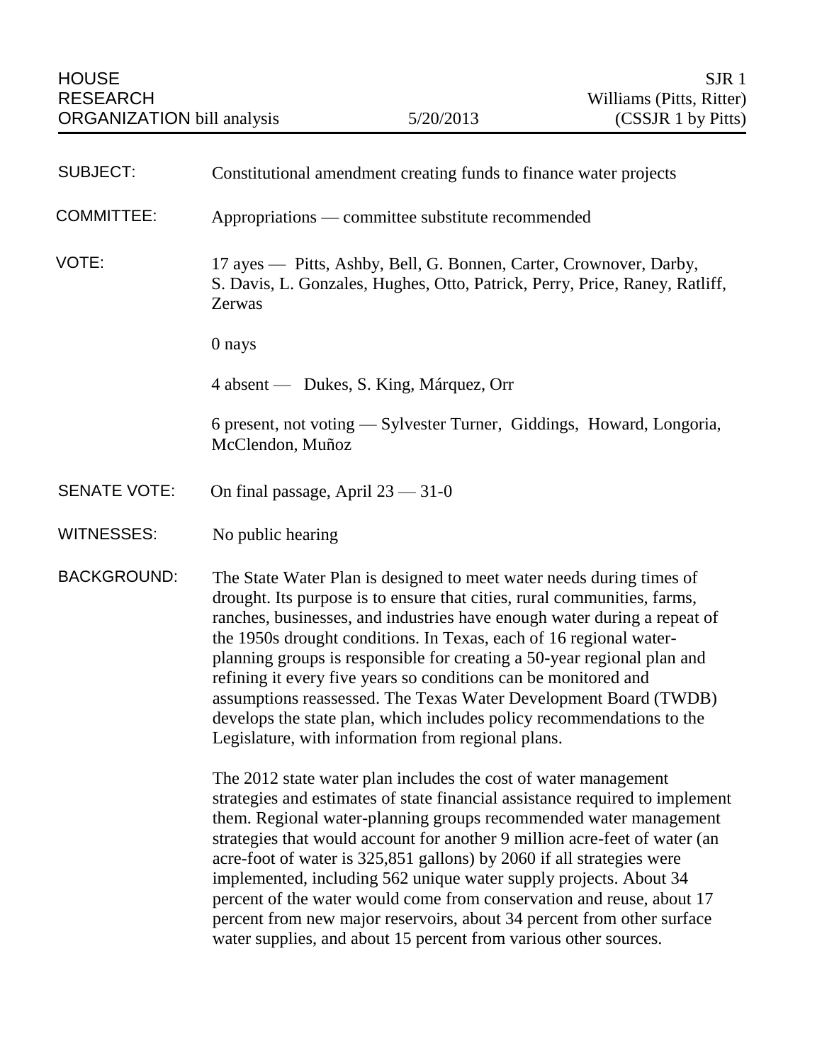HOUSE RESEARCH ORGANIZATION bill analysis

5/20/2013

SJR 1
Williams (Pitts, Ritter)
(CSSJR 1 by Pitts)

**SUBJECT:** Constitutional amendment creating funds to finance water projects

**COMMITTEE:** Appropriations — committee substitute recommended

**VOTE:** 17 ayes — Pitts, Ashby, Bell, G. Bonnen, Carter, Crownover, Darby, S. Davis, L. Gonzales, Hughes, Otto, Patrick, Perry, Price, Raney, Ratliff, Zerwas

0 nays

4 absent — Dukes, S. King, Márquez, Orr

6 present, not voting — Sylvester Turner, Giddings, Howard, Longoria, McClendon, Muñoz

**SENATE VOTE:** On final passage, April 23 — 31-0

**WITNESSES:** No public hearing

**BACKGROUND:** The State Water Plan is designed to meet water needs during times of drought. Its purpose is to ensure that cities, rural communities, farms, ranches, businesses, and industries have enough water during a repeat of the 1950s drought conditions. In Texas, each of 16 regional water-planning groups is responsible for creating a 50-year regional plan and refining it every five years so conditions can be monitored and assumptions reassessed. The Texas Water Development Board (TWDB) develops the state plan, which includes policy recommendations to the Legislature, with information from regional plans.

The 2012 state water plan includes the cost of water management strategies and estimates of state financial assistance required to implement them. Regional water-planning groups recommended water management strategies that would account for another 9 million acre-feet of water (an acre-foot of water is 325,851 gallons) by 2060 if all strategies were implemented, including 562 unique water supply projects. About 34 percent of the water would come from conservation and reuse, about 17 percent from new major reservoirs, about 34 percent from other surface water supplies, and about 15 percent from various other sources.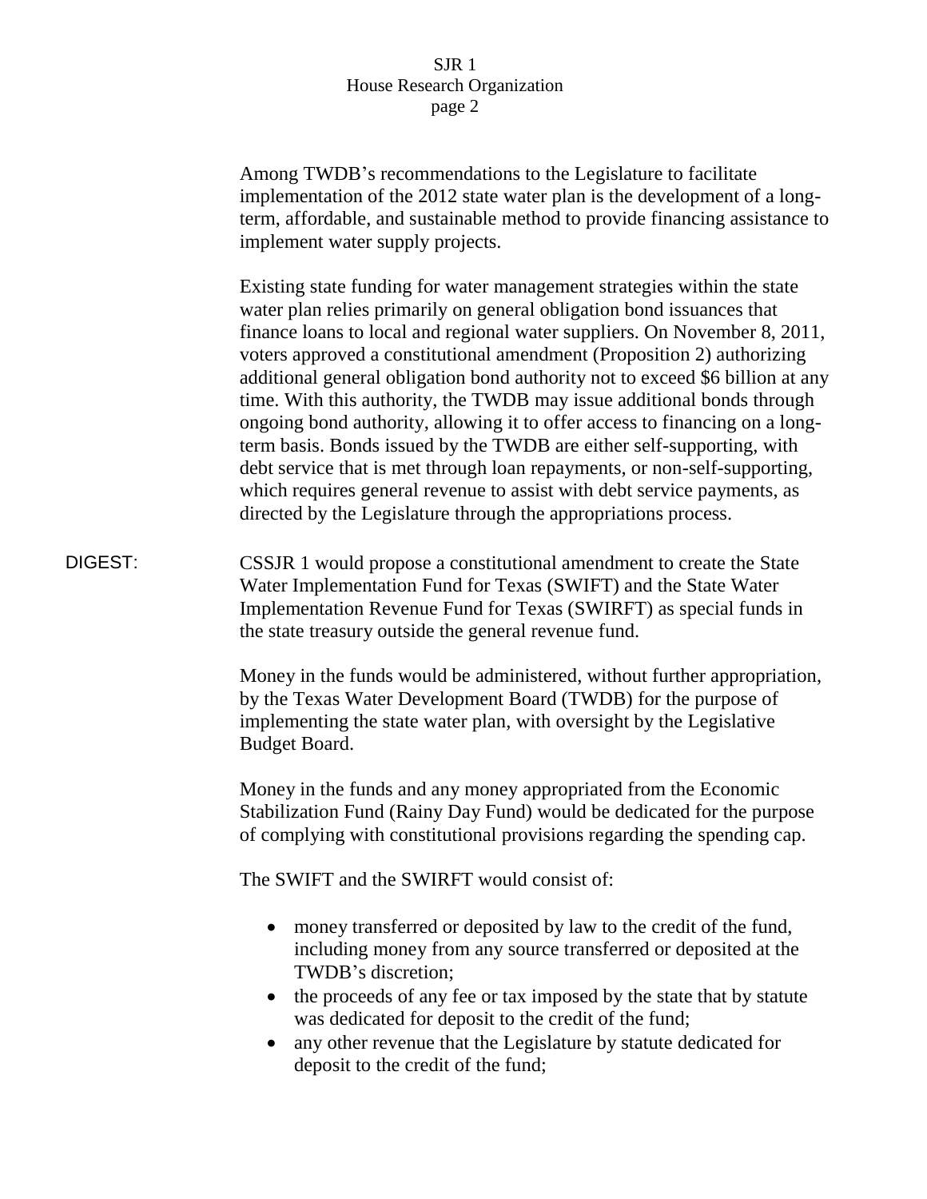Among TWDB's recommendations to the Legislature to facilitate implementation of the 2012 state water plan is the development of a long-term, affordable, and sustainable method to provide financing assistance to implement water supply projects.

Existing state funding for water management strategies within the state water plan relies primarily on general obligation bond issuances that finance loans to local and regional water suppliers. On November 8, 2011, voters approved a constitutional amendment (Proposition 2) authorizing additional general obligation bond authority not to exceed $6 billion at any time. With this authority, the TWDB may issue additional bonds through ongoing bond authority, allowing it to offer access to financing on a long-term basis. Bonds issued by the TWDB are either self-supporting, with debt service that is met through loan repayments, or non-self-supporting, which requires general revenue to assist with debt service payments, as directed by the Legislature through the appropriations process.

DIGEST: CSSJR 1 would propose a constitutional amendment to create the State Water Implementation Fund for Texas (SWIFT) and the State Water Implementation Revenue Fund for Texas (SWIRFT) as special funds in the state treasury outside the general revenue fund.

Money in the funds would be administered, without further appropriation, by the Texas Water Development Board (TWDB) for the purpose of implementing the state water plan, with oversight by the Legislative Budget Board.

Money in the funds and any money appropriated from the Economic Stabilization Fund (Rainy Day Fund) would be dedicated for the purpose of complying with constitutional provisions regarding the spending cap.

The SWIFT and the SWIRFT would consist of:

- money transferred or deposited by law to the credit of the fund, including money from any source transferred or deposited at the TWDB's discretion;
- the proceeds of any fee or tax imposed by the state that by statute was dedicated for deposit to the credit of the fund;
- any other revenue that the Legislature by statute dedicated for deposit to the credit of the fund;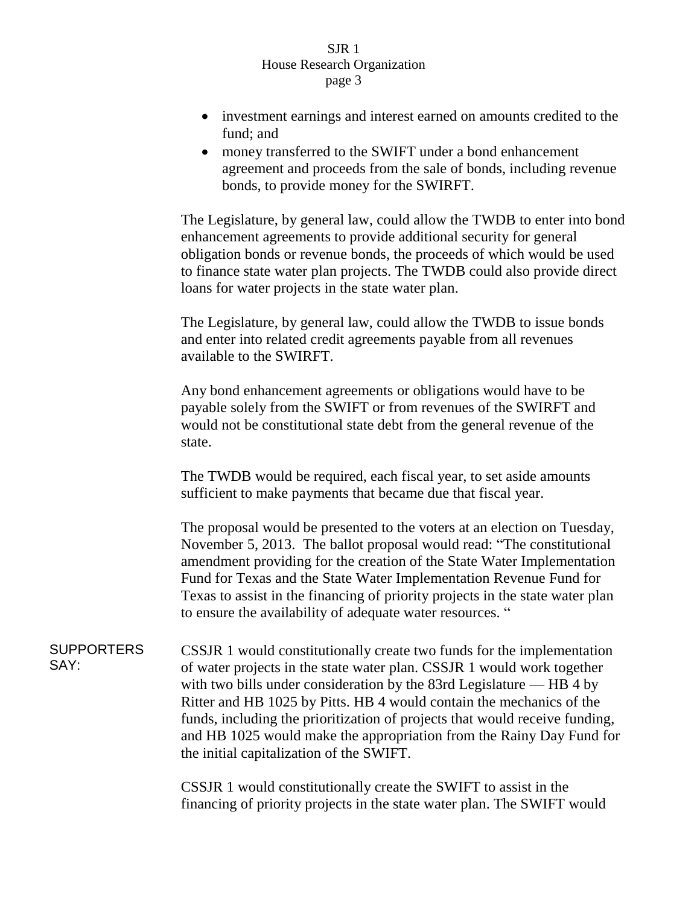- investment earnings and interest earned on amounts credited to the fund; and
- money transferred to the SWIFT under a bond enhancement agreement and proceeds from the sale of bonds, including revenue bonds, to provide money for the SWIRFT.

The Legislature, by general law, could allow the TWDB to enter into bond enhancement agreements to provide additional security for general obligation bonds or revenue bonds, the proceeds of which would be used to finance state water plan projects. The TWDB could also provide direct loans for water projects in the state water plan.

The Legislature, by general law, could allow the TWDB to issue bonds and enter into related credit agreements payable from all revenues available to the SWIRFT.

Any bond enhancement agreements or obligations would have to be payable solely from the SWIFT or from revenues of the SWIRFT and would not be constitutional state debt from the general revenue of the state.

The TWDB would be required, each fiscal year, to set aside amounts sufficient to make payments that became due that fiscal year.

The proposal would be presented to the voters at an election on Tuesday, November 5, 2013. The ballot proposal would read: "The constitutional amendment providing for the creation of the State Water Implementation Fund for Texas and the State Water Implementation Revenue Fund for Texas to assist in the financing of priority projects in the state water plan to ensure the availability of adequate water resources. "

**SUPPORTERS SAY:**

CSSJR 1 would constitutionally create two funds for the implementation of water projects in the state water plan. CSSJR 1 would work together with two bills under consideration by the 83rd Legislature — HB 4 by Ritter and HB 1025 by Pitts. HB 4 would contain the mechanics of the funds, including the prioritization of projects that would receive funding, and HB 1025 would make the appropriation from the Rainy Day Fund for the initial capitalization of the SWIFT.

CSSJR 1 would constitutionally create the SWIFT to assist in the financing of priority projects in the state water plan. The SWIFT would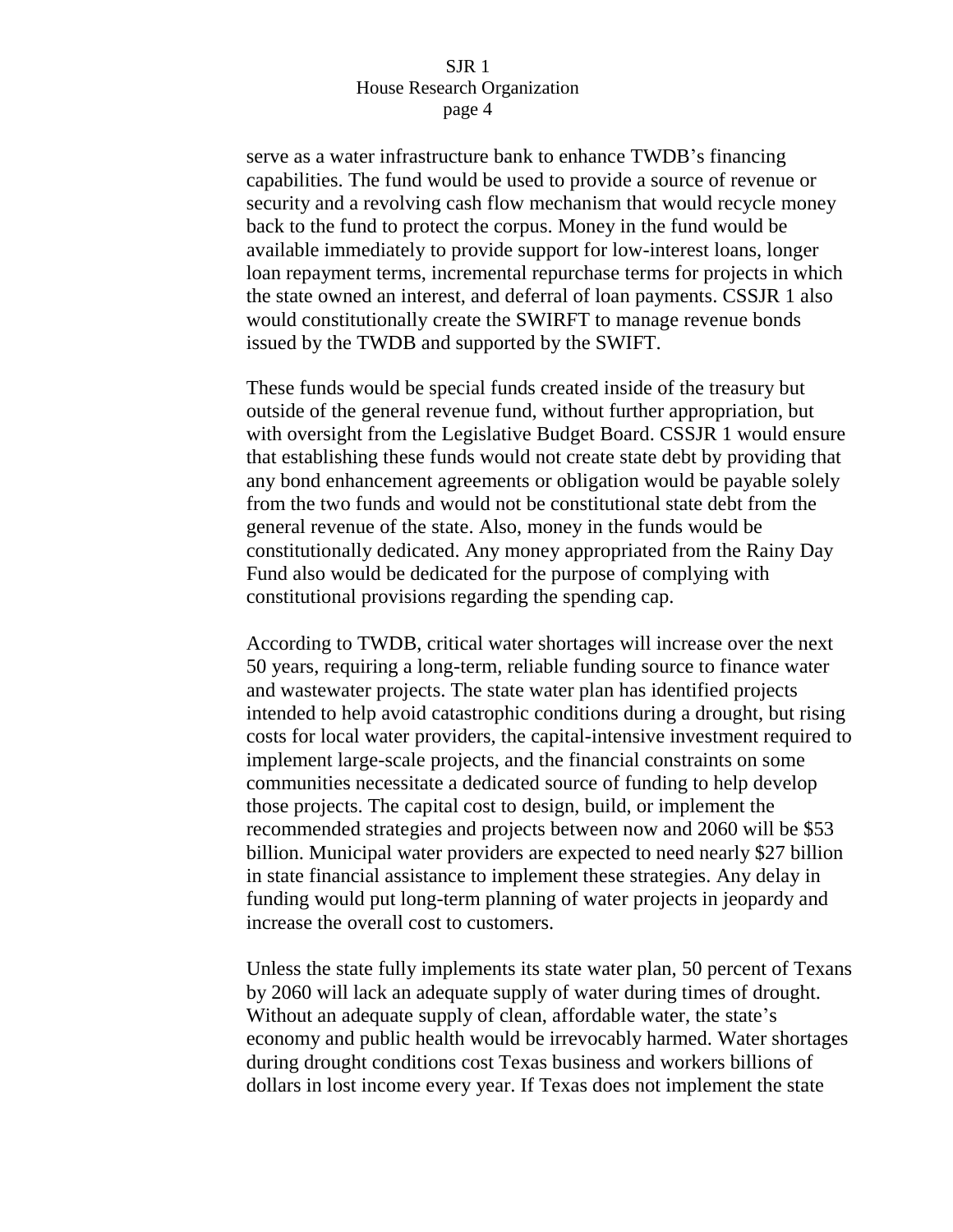serve as a water infrastructure bank to enhance TWDB's financing capabilities. The fund would be used to provide a source of revenue or security and a revolving cash flow mechanism that would recycle money back to the fund to protect the corpus. Money in the fund would be available immediately to provide support for low-interest loans, longer loan repayment terms, incremental repurchase terms for projects in which the state owned an interest, and deferral of loan payments. CSSJR 1 also would constitutionally create the SWIRFT to manage revenue bonds issued by the TWDB and supported by the SWIFT.

These funds would be special funds created inside of the treasury but outside of the general revenue fund, without further appropriation, but with oversight from the Legislative Budget Board. CSSJR 1 would ensure that establishing these funds would not create state debt by providing that any bond enhancement agreements or obligation would be payable solely from the two funds and would not be constitutional state debt from the general revenue of the state. Also, money in the funds would be constitutionally dedicated. Any money appropriated from the Rainy Day Fund also would be dedicated for the purpose of complying with constitutional provisions regarding the spending cap.

According to TWDB, critical water shortages will increase over the next 50 years, requiring a long-term, reliable funding source to finance water and wastewater projects. The state water plan has identified projects intended to help avoid catastrophic conditions during a drought, but rising costs for local water providers, the capital-intensive investment required to implement large-scale projects, and the financial constraints on some communities necessitate a dedicated source of funding to help develop those projects. The capital cost to design, build, or implement the recommended strategies and projects between now and 2060 will be $53 billion. Municipal water providers are expected to need nearly $27 billion in state financial assistance to implement these strategies. Any delay in funding would put long-term planning of water projects in jeopardy and increase the overall cost to customers.

Unless the state fully implements its state water plan, 50 percent of Texans by 2060 will lack an adequate supply of water during times of drought. Without an adequate supply of clean, affordable water, the state's economy and public health would be irrevocably harmed. Water shortages during drought conditions cost Texas business and workers billions of dollars in lost income every year. If Texas does not implement the state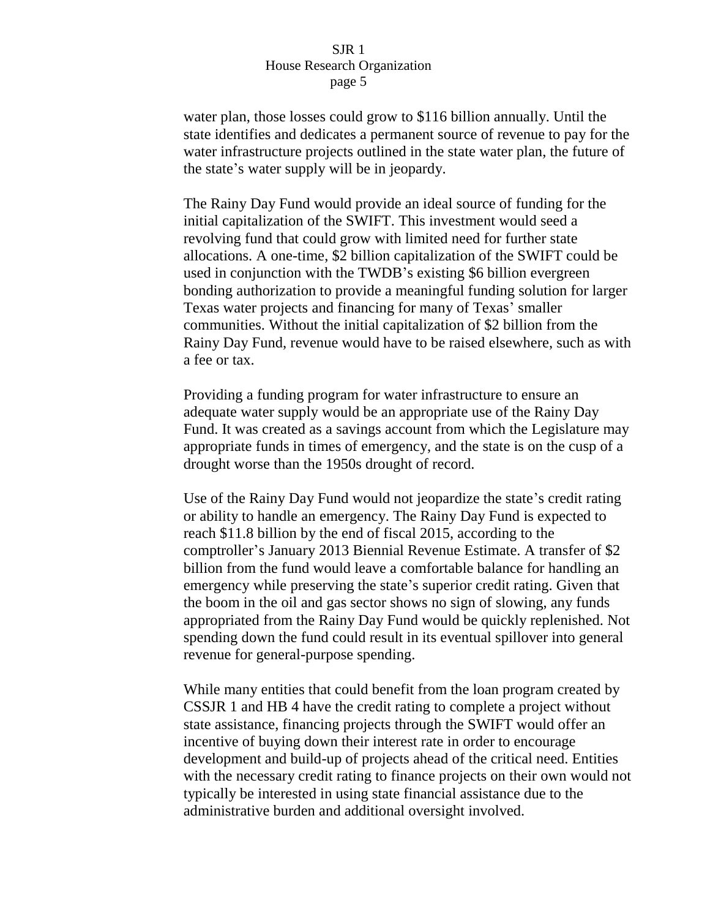water plan, those losses could grow to $116 billion annually. Until the state identifies and dedicates a permanent source of revenue to pay for the water infrastructure projects outlined in the state water plan, the future of the state's water supply will be in jeopardy.

The Rainy Day Fund would provide an ideal source of funding for the initial capitalization of the SWIFT. This investment would seed a revolving fund that could grow with limited need for further state allocations. A one-time, $2 billion capitalization of the SWIFT could be used in conjunction with the TWDB's existing $6 billion evergreen bonding authorization to provide a meaningful funding solution for larger Texas water projects and financing for many of Texas' smaller communities. Without the initial capitalization of $2 billion from the Rainy Day Fund, revenue would have to be raised elsewhere, such as with a fee or tax.

Providing a funding program for water infrastructure to ensure an adequate water supply would be an appropriate use of the Rainy Day Fund. It was created as a savings account from which the Legislature may appropriate funds in times of emergency, and the state is on the cusp of a drought worse than the 1950s drought of record.

Use of the Rainy Day Fund would not jeopardize the state's credit rating or ability to handle an emergency. The Rainy Day Fund is expected to reach $11.8 billion by the end of fiscal 2015, according to the comptroller's January 2013 Biennial Revenue Estimate. A transfer of $2 billion from the fund would leave a comfortable balance for handling an emergency while preserving the state's superior credit rating. Given that the boom in the oil and gas sector shows no sign of slowing, any funds appropriated from the Rainy Day Fund would be quickly replenished. Not spending down the fund could result in its eventual spillover into general revenue for general-purpose spending.

While many entities that could benefit from the loan program created by CSSJR 1 and HB 4 have the credit rating to complete a project without state assistance, financing projects through the SWIFT would offer an incentive of buying down their interest rate in order to encourage development and build-up of projects ahead of the critical need. Entities with the necessary credit rating to finance projects on their own would not typically be interested in using state financial assistance due to the administrative burden and additional oversight involved.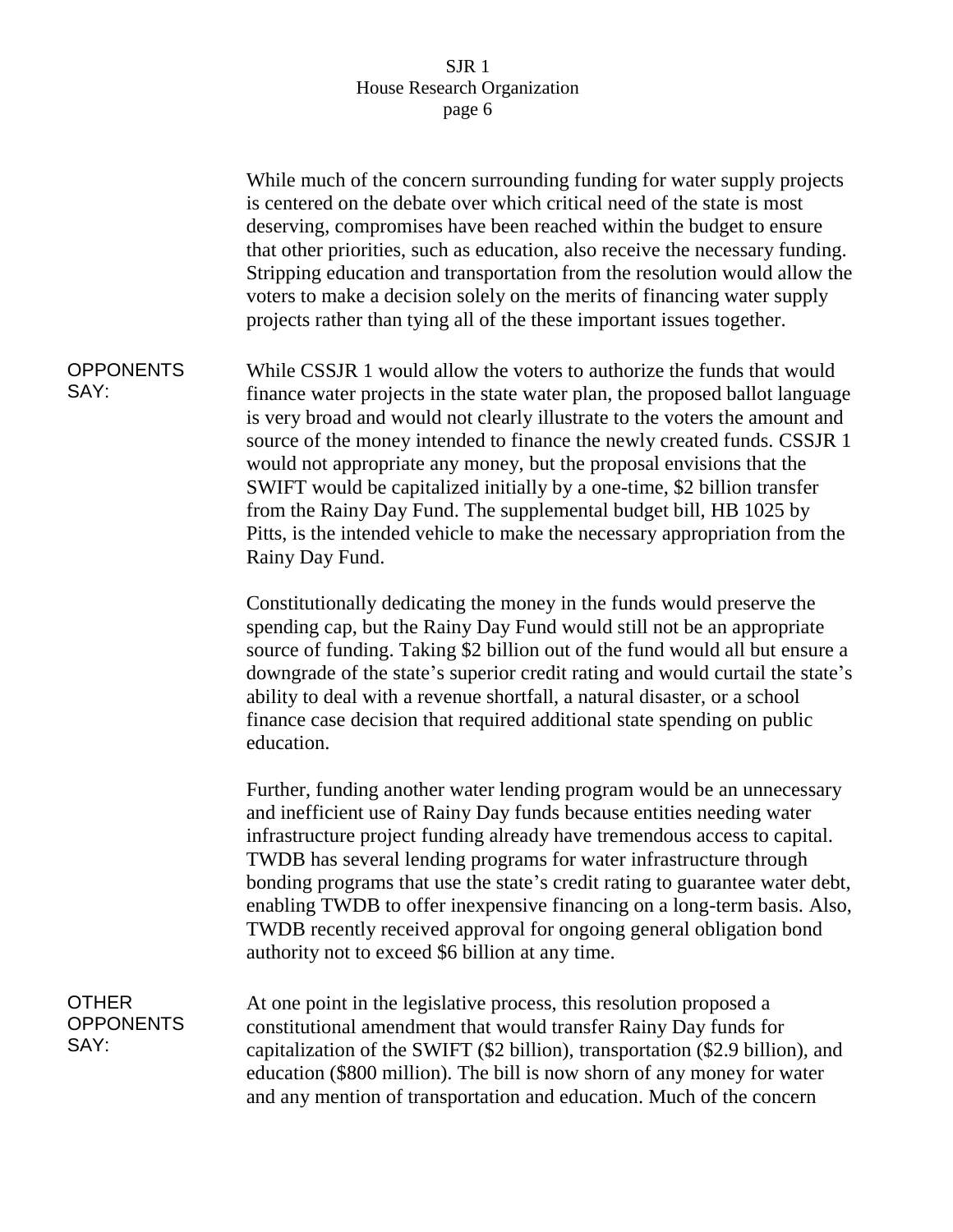While much of the concern surrounding funding for water supply projects is centered on the debate over which critical need of the state is most deserving, compromises have been reached within the budget to ensure that other priorities, such as education, also receive the necessary funding. Stripping education and transportation from the resolution would allow the voters to make a decision solely on the merits of financing water supply projects rather than tying all of the these important issues together.

**OPPONENTS SAY:**

While CSSJR 1 would allow the voters to authorize the funds that would finance water projects in the state water plan, the proposed ballot language is very broad and would not clearly illustrate to the voters the amount and source of the money intended to finance the newly created funds. CSSJR 1 would not appropriate any money, but the proposal envisions that the SWIFT would be capitalized initially by a one-time, $2 billion transfer from the Rainy Day Fund. The supplemental budget bill, HB 1025 by Pitts, is the intended vehicle to make the necessary appropriation from the Rainy Day Fund.

Constitutionally dedicating the money in the funds would preserve the spending cap, but the Rainy Day Fund would still not be an appropriate source of funding. Taking $2 billion out of the fund would all but ensure a downgrade of the state's superior credit rating and would curtail the state's ability to deal with a revenue shortfall, a natural disaster, or a school finance case decision that required additional state spending on public education.

Further, funding another water lending program would be an unnecessary and inefficient use of Rainy Day funds because entities needing water infrastructure project funding already have tremendous access to capital. TWDB has several lending programs for water infrastructure through bonding programs that use the state's credit rating to guarantee water debt, enabling TWDB to offer inexpensive financing on a long-term basis. Also, TWDB recently received approval for ongoing general obligation bond authority not to exceed $6 billion at any time.

**OTHER OPPONENTS SAY:**

At one point in the legislative process, this resolution proposed a constitutional amendment that would transfer Rainy Day funds for capitalization of the SWIFT ($2 billion), transportation ($2.9 billion), and education ($800 million). The bill is now shorn of any money for water and any mention of transportation and education. Much of the concern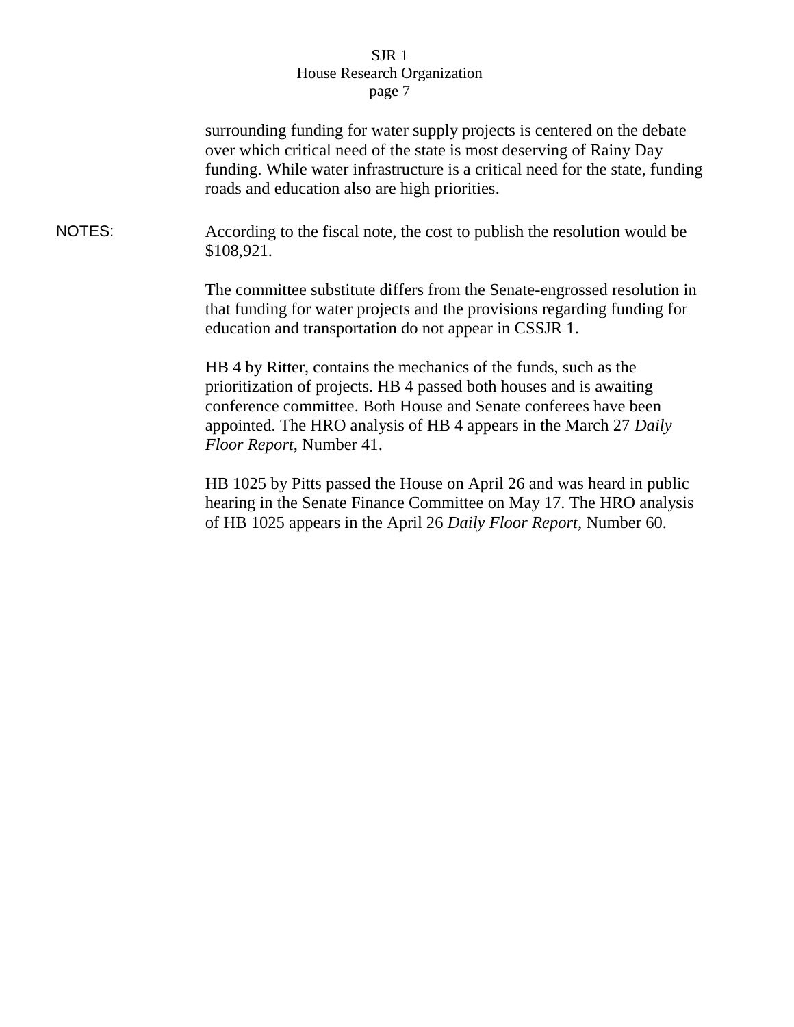surrounding funding for water supply projects is centered on the debate over which critical need of the state is most deserving of Rainy Day funding. While water infrastructure is a critical need for the state, funding roads and education also are high priorities.

NOTES: According to the fiscal note, the cost to publish the resolution would be $108,921.

The committee substitute differs from the Senate-engrossed resolution in that funding for water projects and the provisions regarding funding for education and transportation do not appear in CSSJR 1.

HB 4 by Ritter, contains the mechanics of the funds, such as the prioritization of projects. HB 4 passed both houses and is awaiting conference committee. Both House and Senate conferees have been appointed. The HRO analysis of HB 4 appears in the March 27 *Daily Floor Report*, Number 41.

HB 1025 by Pitts passed the House on April 26 and was heard in public hearing in the Senate Finance Committee on May 17. The HRO analysis of HB 1025 appears in the April 26 *Daily Floor Report*, Number 60.